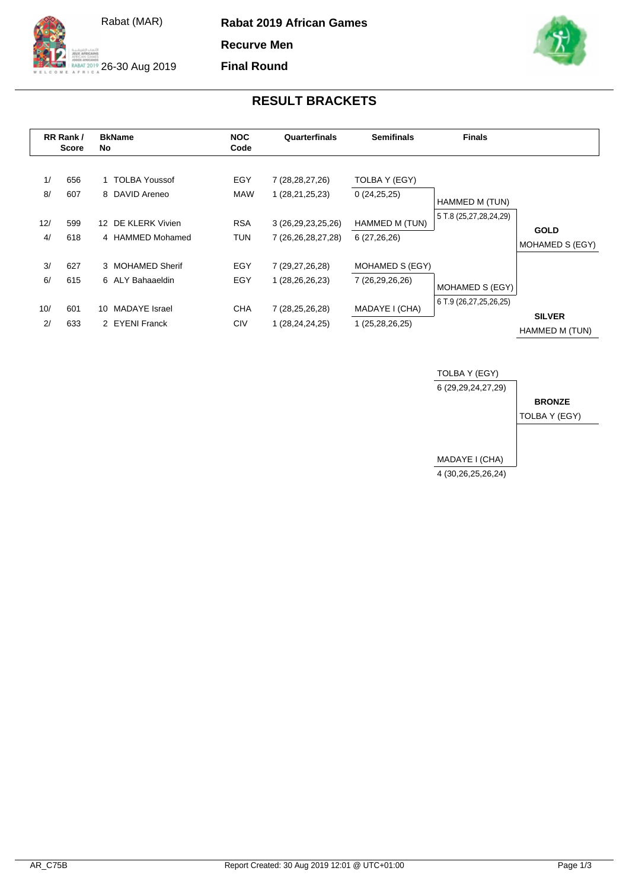Rabat (MAR)

26-30 Aug 2019

**Rabat 2019 African Games**

**Recurve Men**

**Final Round**

## RESULT BRACKETS

| RR Rank / | Score | BkName No | NOC Code | Quarterfinals | Semifinals | Finals | |
|---|---|---|---|---|---|---|---|
| 1/ | 656 | 1 TOLBA Youssof | EGY | 7 (28,28,27,26) | TOLBA Y (EGY) | | |
| 8/ | 607 | 8 DAVID Areneo | MAW | 1 (28,21,25,23) | 0 (24,25,25) | HAMMED M (TUN) | |
| | | | | | | 5 T.8 (25,27,28,24,29) | |
| 12/ | 599 | 12 DE KLERK Vivien | RSA | 3 (26,29,23,25,26) | HAMMED M (TUN) | | **GOLD** |
| 4/ | 618 | 4 HAMMED Mohamed | TUN | 7 (26,26,28,27,28) | 6 (27,26,26) | | MOHAMED S (EGY) |
| 3/ | 627 | 3 MOHAMED Sherif | EGY | 7 (29,27,26,28) | MOHAMED S (EGY) | | |
| 6/ | 615 | 6 ALY Bahaaeldin | EGY | 1 (28,26,26,23) | 7 (26,29,26,26) | MOHAMED S (EGY) | |
| | | | | | | 6 T.9 (26,27,25,26,25) | |
| 10/ | 601 | 10 MADAYE Israel | CHA | 7 (28,25,26,28) | MADAYE I (CHA) | | **SILVER** |
| 2/ | 633 | 2 EYENI Franck | CIV | 1 (28,24,24,25) | 1 (25,28,26,25) | | HAMMED M (TUN) |

| Bronze Match | |
|---|---|
| TOLBA Y (EGY) | |
| 6 (29,29,24,27,29) | **BRONZE** |
| | TOLBA Y (EGY) |
| MADAYE I (CHA) | |
| 4 (30,26,25,26,24) | |

AR_C75B

Report Created: 30 Aug 2019 12:01 @ UTC+01:00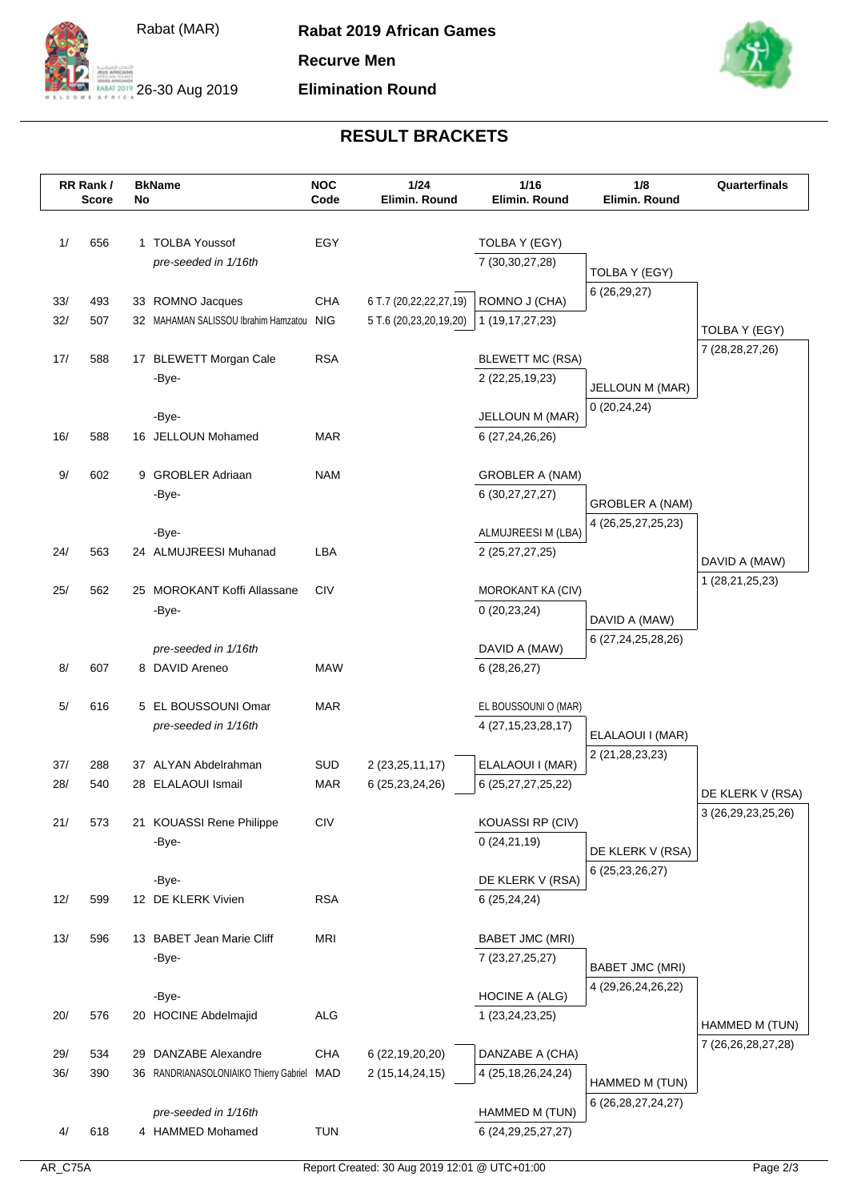Rabat (MAR) | 26-30 Aug 2019

**Rabat 2019 African Games**

**Recurve Men**

**Elimination Round**

## RESULT BRACKETS

| RR Rank / | Score | BkNo | Name | NOC Code | 1/24 Elimin. Round | 1/16 Elimin. Round | 1/8 Elimin. Round | Quarterfinals |
|---|---|---|---|---|---|---|---|---|
| 1/ | 656 | 1 | TOLBA Youssof | EGY | | TOLBA Y (EGY) | | |
| | | | *pre-seeded in 1/16th* | | | 7 (30,30,27,28) | TOLBA Y (EGY) | |
| | | | | | | | 6 (26,29,27) | |
| 33/ | 493 | 33 | ROMNO Jacques | CHA | 6 T.7 (20,22,22,27,19) | ROMNO J (CHA) | | |
| 32/ | 507 | 32 | MAHAMAN SALISSOU Ibrahim Hamzatou | NIG | 5 T.6 (20,23,20,19,20) | 1 (19,17,27,23) | | TOLBA Y (EGY) |
| | | | | | | | | 7 (28,28,27,26) |
| 17/ | 588 | 17 | BLEWETT Morgan Cale | RSA | | BLEWETT MC (RSA) | | |
| | | | -Bye- | | | 2 (22,25,19,23) | JELLOUN M (MAR) | |
| | | | | | | | 0 (20,24,24) | |
| | | | -Bye- | | | JELLOUN M (MAR) | | |
| 16/ | 588 | 16 | JELLOUN Mohamed | MAR | | 6 (27,24,26,26) | | |
| 9/ | 602 | 9 | GROBLER Adriaan | NAM | | GROBLER A (NAM) | | |
| | | | -Bye- | | | 6 (30,27,27,27) | GROBLER A (NAM) | |
| | | | | | | | 4 (26,25,27,25,23) | |
| | | | -Bye- | | | ALMUJREESI M (LBA) | | |
| 24/ | 563 | 24 | ALMUJREESI Muhanad | LBA | | 2 (25,27,27,25) | | DAVID A (MAW) |
| | | | | | | | | 1 (28,21,25,23) |
| 25/ | 562 | 25 | MOROKANT Koffi Allassane | CIV | | MOROKANT KA (CIV) | | |
| | | | -Bye- | | | 0 (20,23,24) | DAVID A (MAW) | |
| | | | | | | | 6 (27,24,25,28,26) | |
| | | | *pre-seeded in 1/16th* | | | DAVID A (MAW) | | |
| 8/ | 607 | 8 | DAVID Areneo | MAW | | 6 (28,26,27) | | |
| 5/ | 616 | 5 | EL BOUSSOUNI Omar | MAR | | EL BOUSSOUNI O (MAR) | | |
| | | | *pre-seeded in 1/16th* | | | 4 (27,15,23,28,17) | ELALAOUI I (MAR) | |
| | | | | | | | 2 (21,28,23,23) | |
| 37/ | 288 | 37 | ALYAN Abdelrahman | SUD | 2 (23,25,11,17) | ELALAOUI I (MAR) | | |
| 28/ | 540 | 28 | ELALAOUI Ismail | MAR | 6 (25,23,24,26) | 6 (25,27,27,25,22) | | DE KLERK V (RSA) |
| | | | | | | | | 3 (26,29,23,25,26) |
| 21/ | 573 | 21 | KOUASSI Rene Philippe | CIV | | KOUASSI RP (CIV) | | |
| | | | -Bye- | | | 0 (24,21,19) | DE KLERK V (RSA) | |
| | | | | | | | 6 (25,23,26,27) | |
| | | | -Bye- | | | DE KLERK V (RSA) | | |
| 12/ | 599 | 12 | DE KLERK Vivien | RSA | | 6 (25,24,24) | | |
| 13/ | 596 | 13 | BABET Jean Marie Cliff | MRI | | BABET JMC (MRI) | | |
| | | | -Bye- | | | 7 (23,27,25,27) | BABET JMC (MRI) | |
| | | | | | | | 4 (29,26,24,26,22) | |
| | | | -Bye- | | | HOCINE A (ALG) | | |
| 20/ | 576 | 20 | HOCINE Abdelmajid | ALG | | 1 (23,24,23,25) | | HAMMED M (TUN) |
| | | | | | | | | 7 (26,26,28,27,28) |
| 29/ | 534 | 29 | DANZABE Alexandre | CHA | 6 (22,19,20,20) | DANZABE A (CHA) | | |
| 36/ | 390 | 36 | RANDRIANASOLONIAIKO Thierry Gabriel | MAD | 2 (15,14,24,15) | 4 (25,18,26,24,24) | HAMMED M (TUN) | |
| | | | | | | | 6 (26,28,27,24,27) | |
| | | | *pre-seeded in 1/16th* | | | HAMMED M (TUN) | | |
| 4/ | 618 | 4 | HAMMED Mohamed | TUN | | 6 (24,29,25,27,27) | | |

AR_C75A — Report Created: 30 Aug 2019 12:01 @ UTC+01:00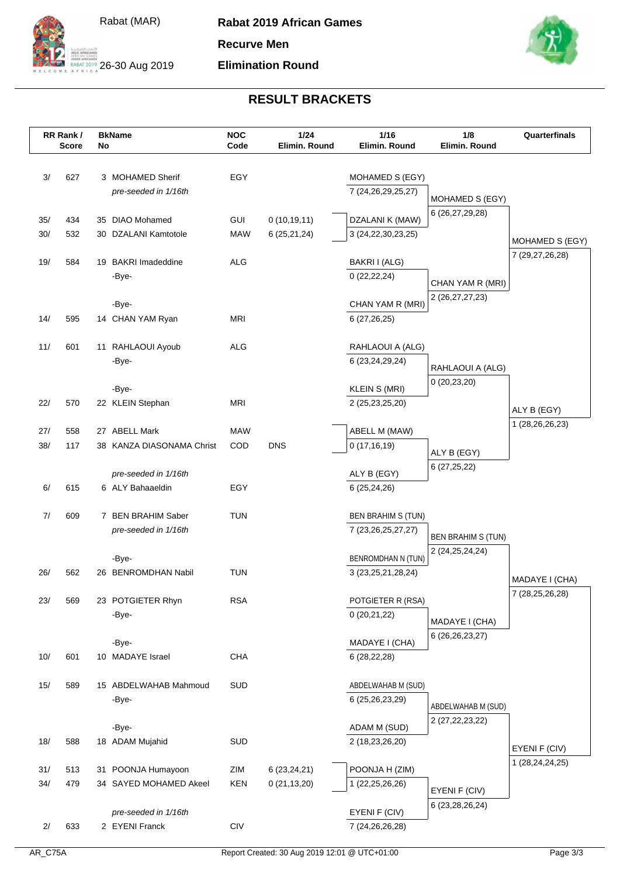Rabat (MAR)

26-30 Aug 2019

**Rabat 2019 African Games**

**Recurve Men**

**Elimination Round**

## RESULT BRACKETS

| RR Rank / Score | | BkNo | Name | NOC Code | 1/24 Elimin. Round | 1/16 Elimin. Round | 1/8 Elimin. Round | Quarterfinals |
|---|---|---|---|---|---|---|---|---|
| 3/ | 627 | 3 | MOHAMED Sherif | EGY | | MOHAMED S (EGY) | | |
| | | | *pre-seeded in 1/16th* | | | 7 (24,26,29,25,27) | MOHAMED S (EGY) | |
| | | | | | | | 6 (26,27,29,28) | |
| 35/ | 434 | 35 | DIAO Mohamed | GUI | 0 (10,19,11) | DZALANI K (MAW) | | |
| 30/ | 532 | 30 | DZALANI Kamtotole | MAW | 6 (25,21,24) | 3 (24,22,30,23,25) | | MOHAMED S (EGY) |
| | | | | | | | | 7 (29,27,26,28) |
| 19/ | 584 | 19 | BAKRI Imadeddine | ALG | | BAKRI I (ALG) | | |
| | | | -Bye- | | | 0 (22,22,24) | CHAN YAM R (MRI) | |
| | | | | | | | 2 (26,27,27,23) | |
| | | | -Bye- | | | CHAN YAM R (MRI) | | |
| 14/ | 595 | 14 | CHAN YAM Ryan | MRI | | 6 (27,26,25) | | |
| 11/ | 601 | 11 | RAHLAOUI Ayoub | ALG | | RAHLAOUI A (ALG) | | |
| | | | -Bye- | | | 6 (23,24,29,24) | RAHLAOUI A (ALG) | |
| | | | | | | | 0 (20,23,20) | |
| | | | -Bye- | | | KLEIN S (MRI) | | |
| 22/ | 570 | 22 | KLEIN Stephan | MRI | | 2 (25,23,25,20) | | ALY B (EGY) |
| | | | | | | | | 1 (28,26,26,23) |
| 27/ | 558 | 27 | ABELL Mark | MAW | | ABELL M (MAW) | | |
| 38/ | 117 | 38 | KANZA DIASONAMA Christ | COD | DNS | 0 (17,16,19) | ALY B (EGY) | |
| | | | | | | | 6 (27,25,22) | |
| | | | *pre-seeded in 1/16th* | | | ALY B (EGY) | | |
| 6/ | 615 | 6 | ALY Bahaaeldin | EGY | | 6 (25,24,26) | | |
| 7/ | 609 | 7 | BEN BRAHIM Saber | TUN | | BEN BRAHIM S (TUN) | | |
| | | | *pre-seeded in 1/16th* | | | 7 (23,26,25,27,27) | BEN BRAHIM S (TUN) | |
| | | | | | | | 2 (24,25,24,24) | |
| | | | -Bye- | | | BENROMDHAN N (TUN) | | |
| 26/ | 562 | 26 | BENROMDHAN Nabil | TUN | | 3 (23,25,21,28,24) | | MADAYE I (CHA) |
| | | | | | | | | 7 (28,25,26,28) |
| 23/ | 569 | 23 | POTGIETER Rhyn | RSA | | POTGIETER R (RSA) | | |
| | | | -Bye- | | | 0 (20,21,22) | MADAYE I (CHA) | |
| | | | | | | | 6 (26,26,23,27) | |
| | | | -Bye- | | | MADAYE I (CHA) | | |
| 10/ | 601 | 10 | MADAYE Israel | CHA | | 6 (28,22,28) | | |
| 15/ | 589 | 15 | ABDELWAHAB Mahmoud | SUD | | ABDELWAHAB M (SUD) | | |
| | | | -Bye- | | | 6 (25,26,23,29) | ABDELWAHAB M (SUD) | |
| | | | | | | | 2 (27,22,23,22) | |
| | | | -Bye- | | | ADAM M (SUD) | | |
| 18/ | 588 | 18 | ADAM Mujahid | SUD | | 2 (18,23,26,20) | | EYENI F (CIV) |
| | | | | | | | | 1 (28,24,24,25) |
| 31/ | 513 | 31 | POONJA Humayoon | ZIM | 6 (23,24,21) | POONJA H (ZIM) | | |
| 34/ | 479 | 34 | SAYED MOHAMED Akeel | KEN | 0 (21,13,20) | 1 (22,25,26,26) | EYENI F (CIV) | |
| | | | | | | | 6 (23,28,26,24) | |
| | | | *pre-seeded in 1/16th* | | | EYENI F (CIV) | | |
| 2/ | 633 | 2 | EYENI Franck | CIV | | 7 (24,26,26,28) | | |

AR_C75A

Report Created: 30 Aug 2019 12:01 @ UTC+01:00